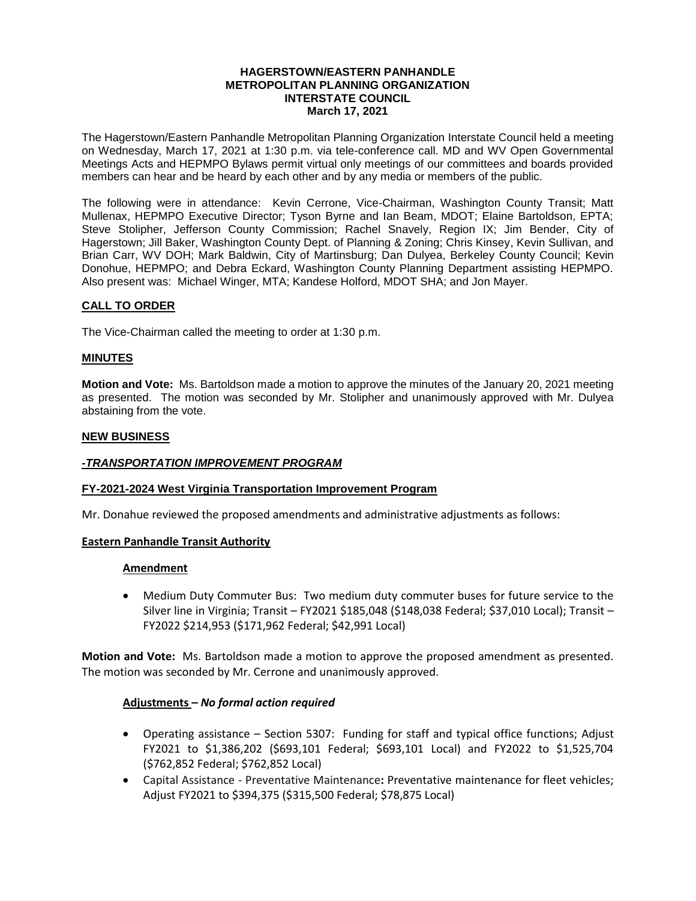# HAGERSTOWN/EASTERN PANHANDLE
# METROPOLITAN PLANNING ORGANIZATION
# INTERSTATE COUNCIL
## March 17, 2021

The Hagerstown/Eastern Panhandle Metropolitan Planning Organization Interstate Council held a meeting on Wednesday, March 17, 2021 at 1:30 p.m. via tele-conference call. MD and WV Open Governmental Meetings Acts and HEPMPO Bylaws permit virtual only meetings of our committees and boards provided members can hear and be heard by each other and by any media or members of the public.

The following were in attendance: Kevin Cerrone, Vice-Chairman, Washington County Transit; Matt Mullenax, HEPMPO Executive Director; Tyson Byrne and Ian Beam, MDOT; Elaine Bartoldson, EPTA; Steve Stolipher, Jefferson County Commission; Rachel Snavely, Region IX; Jim Bender, City of Hagerstown; Jill Baker, Washington County Dept. of Planning & Zoning; Chris Kinsey, Kevin Sullivan, and Brian Carr, WV DOH; Mark Baldwin, City of Martinsburg; Dan Dulyea, Berkeley County Council; Kevin Donohue, HEPMPO; and Debra Eckard, Washington County Planning Department assisting HEPMPO. Also present was: Michael Winger, MTA; Kandese Holford, MDOT SHA; and Jon Mayer.

### CALL TO ORDER

The Vice-Chairman called the meeting to order at 1:30 p.m.

### MINUTES

**Motion and Vote:** Ms. Bartoldson made a motion to approve the minutes of the January 20, 2021 meeting as presented. The motion was seconded by Mr. Stolipher and unanimously approved with Mr. Dulyea abstaining from the vote.

### NEW BUSINESS

#### *-TRANSPORTATION IMPROVEMENT PROGRAM*

#### FY-2021-2024 West Virginia Transportation Improvement Program

Mr. Donahue reviewed the proposed amendments and administrative adjustments as follows:

#### Eastern Panhandle Transit Authority

##### Amendment

- Medium Duty Commuter Bus: Two medium duty commuter buses for future service to the Silver line in Virginia; Transit – FY2021 $185,048 ($148,038 Federal; $37,010 Local); Transit – FY2022 $214,953 ($171,962 Federal; $42,991 Local)

**Motion and Vote:** Ms. Bartoldson made a motion to approve the proposed amendment as presented. The motion was seconded by Mr. Cerrone and unanimously approved.

##### Adjustments – *No formal action required*

- Operating assistance – Section 5307: Funding for staff and typical office functions; Adjust FY2021 to $1,386,202 ($693,101 Federal; $693,101 Local) and FY2022 to $1,525,704 ($762,852 Federal; $762,852 Local)
- Capital Assistance - Preventative Maintenance**:** Preventative maintenance for fleet vehicles; Adjust FY2021 to $394,375 ($315,500 Federal; $78,875 Local)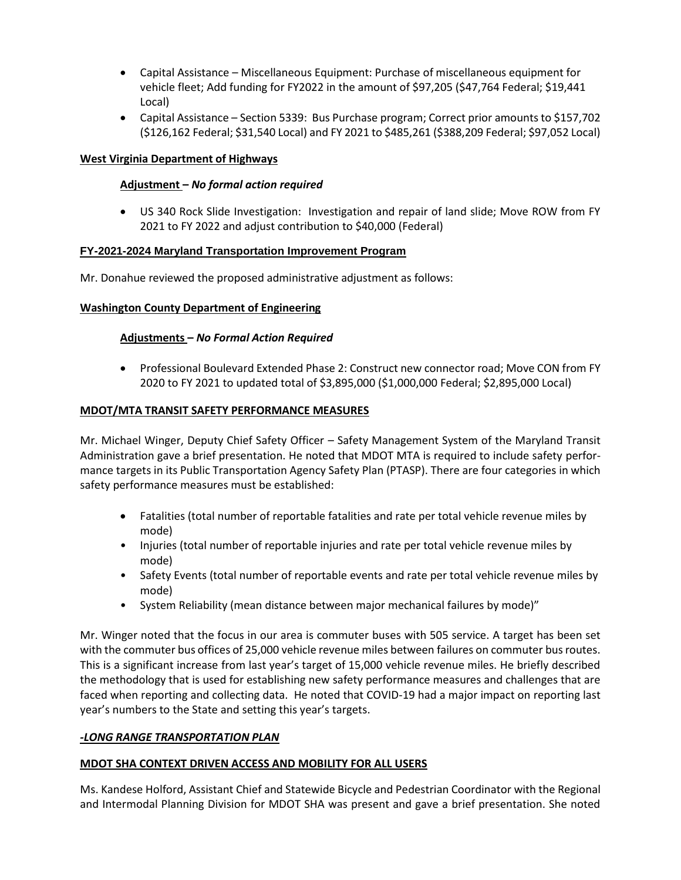- Capital Assistance – Miscellaneous Equipment: Purchase of miscellaneous equipment for vehicle fleet; Add funding for FY2022 in the amount of $97,205 ($47,764 Federal; $19,441 Local)
- Capital Assistance – Section 5339: Bus Purchase program; Correct prior amounts to $157,702 ($126,162 Federal; $31,540 Local) and FY 2021 to $485,261 ($388,209 Federal; $97,052 Local)

**West Virginia Department of Highways**

**Adjustment – *No formal action required***

- US 340 Rock Slide Investigation: Investigation and repair of land slide; Move ROW from FY 2021 to FY 2022 and adjust contribution to $40,000 (Federal)

**FY-2021-2024 Maryland Transportation Improvement Program**

Mr. Donahue reviewed the proposed administrative adjustment as follows:

**Washington County Department of Engineering**

**Adjustments – *No Formal Action Required***

- Professional Boulevard Extended Phase 2: Construct new connector road; Move CON from FY 2020 to FY 2021 to updated total of $3,895,000 ($1,000,000 Federal; $2,895,000 Local)

**MDOT/MTA TRANSIT SAFETY PERFORMANCE MEASURES**

Mr. Michael Winger, Deputy Chief Safety Officer – Safety Management System of the Maryland Transit Administration gave a brief presentation. He noted that MDOT MTA is required to include safety performance targets in its Public Transportation Agency Safety Plan (PTASP). There are four categories in which safety performance measures must be established:

- Fatalities (total number of reportable fatalities and rate per total vehicle revenue miles by mode)
- Injuries (total number of reportable injuries and rate per total vehicle revenue miles by mode)
- Safety Events (total number of reportable events and rate per total vehicle revenue miles by mode)
- System Reliability (mean distance between major mechanical failures by mode)"

Mr. Winger noted that the focus in our area is commuter buses with 505 service. A target has been set with the commuter bus offices of 25,000 vehicle revenue miles between failures on commuter bus routes. This is a significant increase from last year's target of 15,000 vehicle revenue miles. He briefly described the methodology that is used for establishing new safety performance measures and challenges that are faced when reporting and collecting data. He noted that COVID-19 had a major impact on reporting last year's numbers to the State and setting this year's targets.

***-LONG RANGE TRANSPORTATION PLAN***

**MDOT SHA CONTEXT DRIVEN ACCESS AND MOBILITY FOR ALL USERS**

Ms. Kandese Holford, Assistant Chief and Statewide Bicycle and Pedestrian Coordinator with the Regional and Intermodal Planning Division for MDOT SHA was present and gave a brief presentation. She noted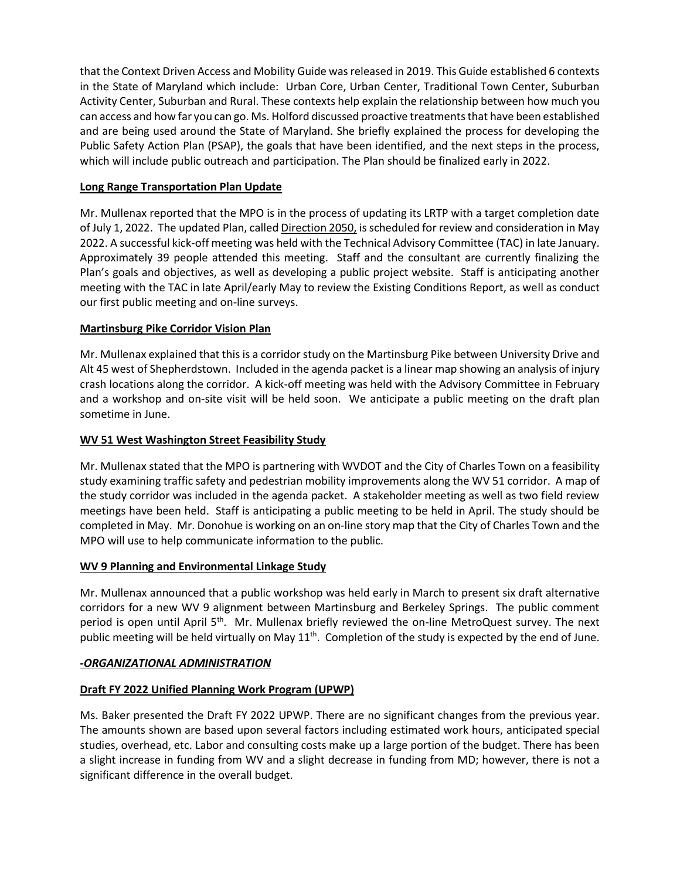that the Context Driven Access and Mobility Guide was released in 2019. This Guide established 6 contexts in the State of Maryland which include: Urban Core, Urban Center, Traditional Town Center, Suburban Activity Center, Suburban and Rural. These contexts help explain the relationship between how much you can access and how far you can go. Ms. Holford discussed proactive treatments that have been established and are being used around the State of Maryland. She briefly explained the process for developing the Public Safety Action Plan (PSAP), the goals that have been identified, and the next steps in the process, which will include public outreach and participation. The Plan should be finalized early in 2022.

**Long Range Transportation Plan Update**

Mr. Mullenax reported that the MPO is in the process of updating its LRTP with a target completion date of July 1, 2022. The updated Plan, called Direction 2050, is scheduled for review and consideration in May 2022. A successful kick-off meeting was held with the Technical Advisory Committee (TAC) in late January. Approximately 39 people attended this meeting. Staff and the consultant are currently finalizing the Plan's goals and objectives, as well as developing a public project website. Staff is anticipating another meeting with the TAC in late April/early May to review the Existing Conditions Report, as well as conduct our first public meeting and on-line surveys.

**Martinsburg Pike Corridor Vision Plan**

Mr. Mullenax explained that this is a corridor study on the Martinsburg Pike between University Drive and Alt 45 west of Shepherdstown. Included in the agenda packet is a linear map showing an analysis of injury crash locations along the corridor. A kick-off meeting was held with the Advisory Committee in February and a workshop and on-site visit will be held soon. We anticipate a public meeting on the draft plan sometime in June.

**WV 51 West Washington Street Feasibility Study**

Mr. Mullenax stated that the MPO is partnering with WVDOT and the City of Charles Town on a feasibility study examining traffic safety and pedestrian mobility improvements along the WV 51 corridor. A map of the study corridor was included in the agenda packet. A stakeholder meeting as well as two field review meetings have been held. Staff is anticipating a public meeting to be held in April. The study should be completed in May. Mr. Donohue is working on an on-line story map that the City of Charles Town and the MPO will use to help communicate information to the public.

**WV 9 Planning and Environmental Linkage Study**

Mr. Mullenax announced that a public workshop was held early in March to present six draft alternative corridors for a new WV 9 alignment between Martinsburg and Berkeley Springs. The public comment period is open until April 5th. Mr. Mullenax briefly reviewed the on-line MetroQuest survey. The next public meeting will be held virtually on May 11th. Completion of the study is expected by the end of June.

***-ORGANIZATIONAL ADMINISTRATION***

**Draft FY 2022 Unified Planning Work Program (UPWP)**

Ms. Baker presented the Draft FY 2022 UPWP. There are no significant changes from the previous year. The amounts shown are based upon several factors including estimated work hours, anticipated special studies, overhead, etc. Labor and consulting costs make up a large portion of the budget. There has been a slight increase in funding from WV and a slight decrease in funding from MD; however, there is not a significant difference in the overall budget.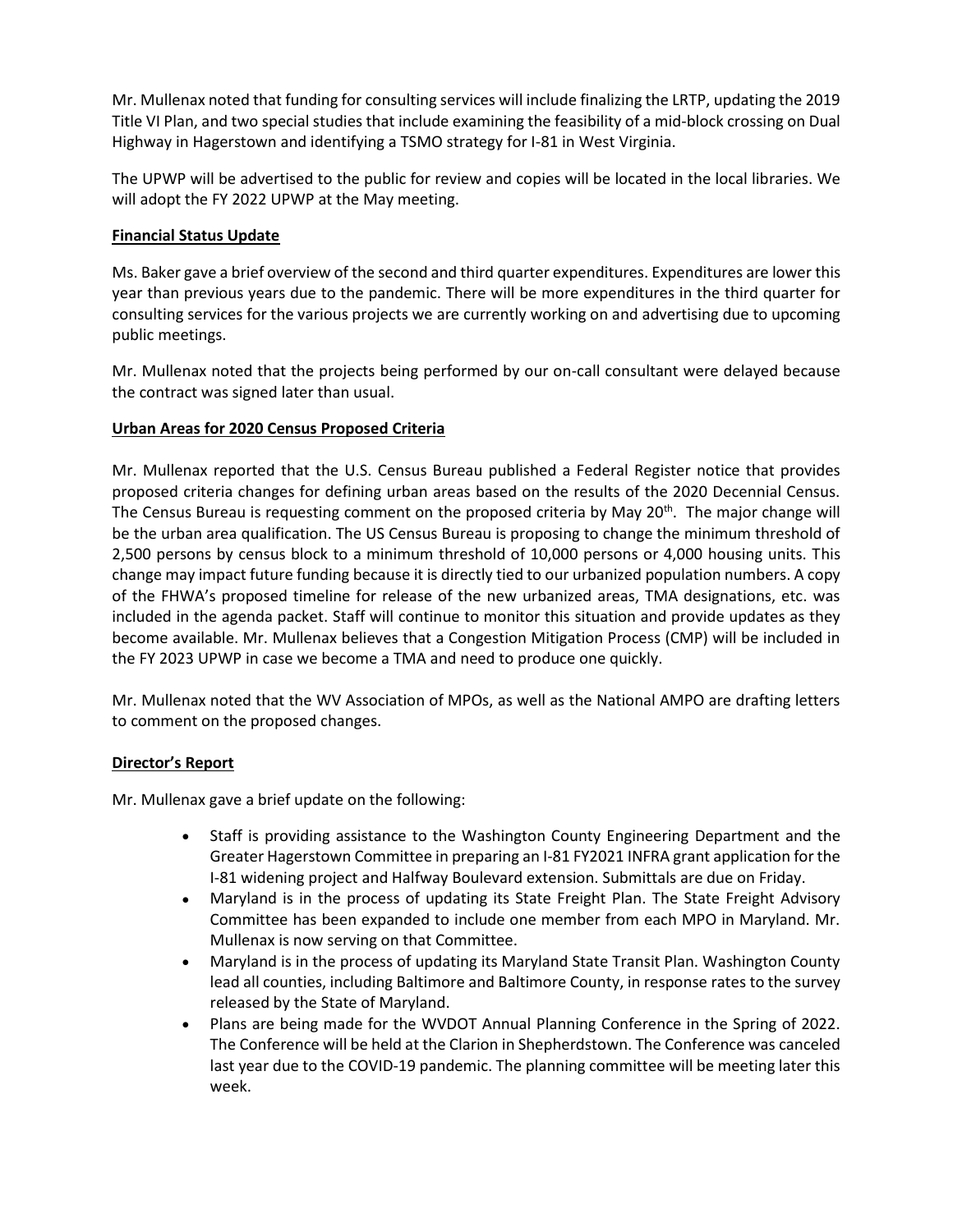Mr. Mullenax noted that funding for consulting services will include finalizing the LRTP, updating the 2019 Title VI Plan, and two special studies that include examining the feasibility of a mid-block crossing on Dual Highway in Hagerstown and identifying a TSMO strategy for I-81 in West Virginia.

The UPWP will be advertised to the public for review and copies will be located in the local libraries. We will adopt the FY 2022 UPWP at the May meeting.

**Financial Status Update**

Ms. Baker gave a brief overview of the second and third quarter expenditures. Expenditures are lower this year than previous years due to the pandemic. There will be more expenditures in the third quarter for consulting services for the various projects we are currently working on and advertising due to upcoming public meetings.

Mr. Mullenax noted that the projects being performed by our on-call consultant were delayed because the contract was signed later than usual.

**Urban Areas for 2020 Census Proposed Criteria**

Mr. Mullenax reported that the U.S. Census Bureau published a Federal Register notice that provides proposed criteria changes for defining urban areas based on the results of the 2020 Decennial Census. The Census Bureau is requesting comment on the proposed criteria by May 20th. The major change will be the urban area qualification. The US Census Bureau is proposing to change the minimum threshold of 2,500 persons by census block to a minimum threshold of 10,000 persons or 4,000 housing units. This change may impact future funding because it is directly tied to our urbanized population numbers. A copy of the FHWA's proposed timeline for release of the new urbanized areas, TMA designations, etc. was included in the agenda packet. Staff will continue to monitor this situation and provide updates as they become available. Mr. Mullenax believes that a Congestion Mitigation Process (CMP) will be included in the FY 2023 UPWP in case we become a TMA and need to produce one quickly.

Mr. Mullenax noted that the WV Association of MPOs, as well as the National AMPO are drafting letters to comment on the proposed changes.

**Director's Report**

Mr. Mullenax gave a brief update on the following:

- Staff is providing assistance to the Washington County Engineering Department and the Greater Hagerstown Committee in preparing an I-81 FY2021 INFRA grant application for the I-81 widening project and Halfway Boulevard extension. Submittals are due on Friday.
- Maryland is in the process of updating its State Freight Plan. The State Freight Advisory Committee has been expanded to include one member from each MPO in Maryland. Mr. Mullenax is now serving on that Committee.
- Maryland is in the process of updating its Maryland State Transit Plan. Washington County lead all counties, including Baltimore and Baltimore County, in response rates to the survey released by the State of Maryland.
- Plans are being made for the WVDOT Annual Planning Conference in the Spring of 2022. The Conference will be held at the Clarion in Shepherdstown. The Conference was canceled last year due to the COVID-19 pandemic. The planning committee will be meeting later this week.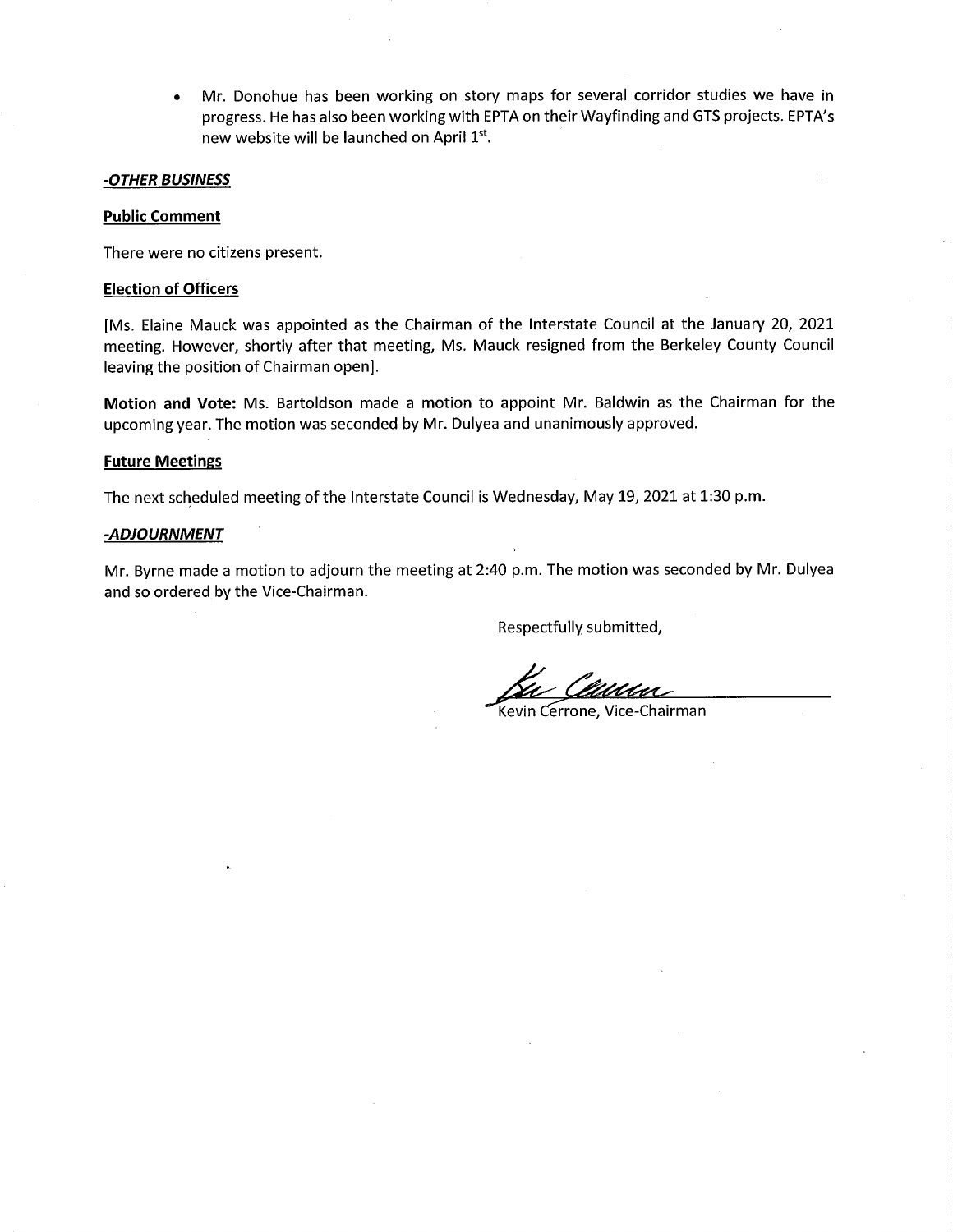- Mr. Donohue has been working on story maps for several corridor studies we have in progress. He has also been working with EPTA on their Wayfinding and GTS projects. EPTA's new website will be launched on April 1st.

***-OTHER BUSINESS***

**Public Comment**

There were no citizens present.

**Election of Officers**

[Ms. Elaine Mauck was appointed as the Chairman of the Interstate Council at the January 20, 2021 meeting. However, shortly after that meeting, Ms. Mauck resigned from the Berkeley County Council leaving the position of Chairman open].

**Motion and Vote:** Ms. Bartoldson made a motion to appoint Mr. Baldwin as the Chairman for the upcoming year. The motion was seconded by Mr. Dulyea and unanimously approved.

**Future Meetings**

The next scheduled meeting of the Interstate Council is Wednesday, May 19, 2021 at 1:30 p.m.

***-ADJOURNMENT***

Mr. Byrne made a motion to adjourn the meeting at 2:40 p.m. The motion was seconded by Mr. Dulyea and so ordered by the Vice-Chairman.

Respectfully submitted,

Kevin Cerrone, Vice-Chairman